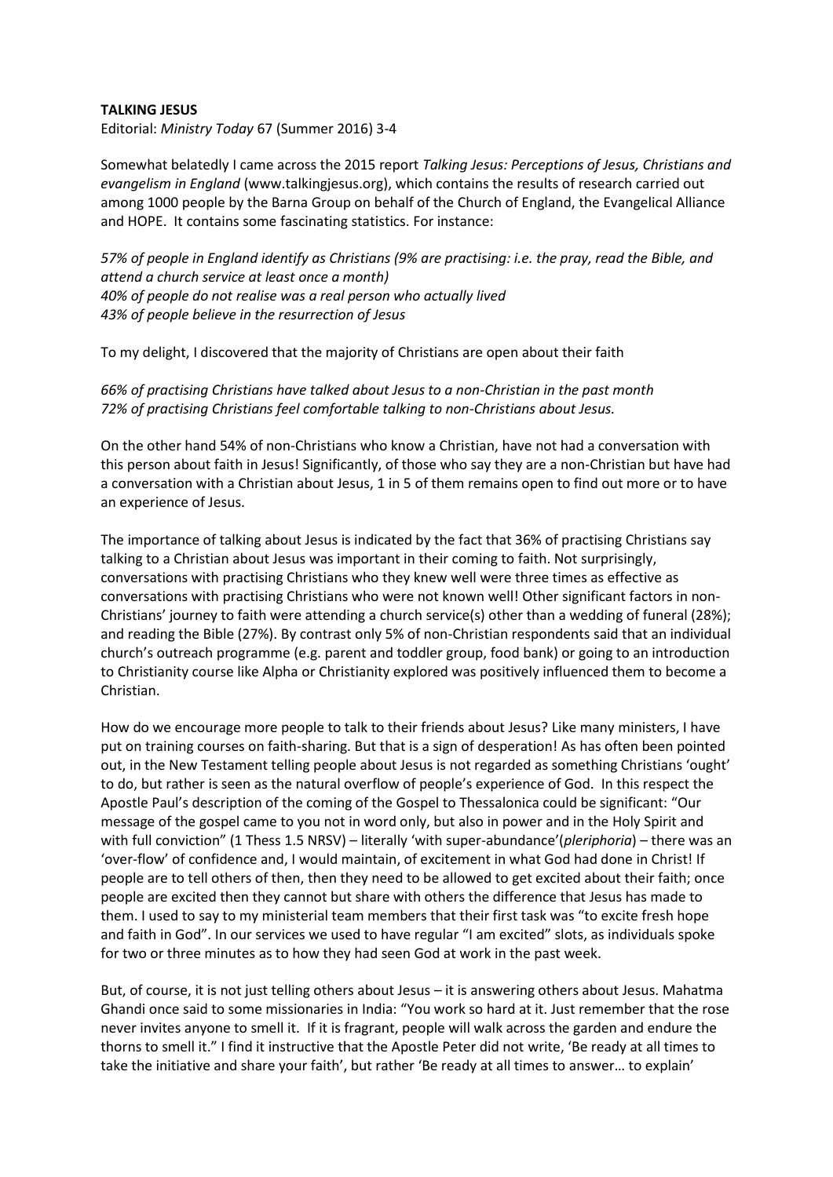**TALKING JESUS**

Editorial: *Ministry Today* 67 (Summer 2016) 3-4

Somewhat belatedly I came across the 2015 report *Talking Jesus: Perceptions of Jesus, Christians and evangelism in England* (www.talkingjesus.org), which contains the results of research carried out among 1000 people by the Barna Group on behalf of the Church of England, the Evangelical Alliance and HOPE. It contains some fascinating statistics. For instance:

*57% of people in England identify as Christians (9% are practising: i.e. the pray, read the Bible, and attend a church service at least once a month)*
*40% of people do not realise was a real person who actually lived*
*43% of people believe in the resurrection of Jesus*

To my delight, I discovered that the majority of Christians are open about their faith

*66% of practising Christians have talked about Jesus to a non-Christian in the past month*
*72% of practising Christians feel comfortable talking to non-Christians about Jesus.*

On the other hand 54% of non-Christians who know a Christian, have not had a conversation with this person about faith in Jesus! Significantly, of those who say they are a non-Christian but have had a conversation with a Christian about Jesus, 1 in 5 of them remains open to find out more or to have an experience of Jesus.

The importance of talking about Jesus is indicated by the fact that 36% of practising Christians say talking to a Christian about Jesus was important in their coming to faith. Not surprisingly, conversations with practising Christians who they knew well were three times as effective as conversations with practising Christians who were not known well! Other significant factors in non-Christians' journey to faith were attending a church service(s) other than a wedding of funeral (28%); and reading the Bible (27%). By contrast only 5% of non-Christian respondents said that an individual church's outreach programme (e.g. parent and toddler group, food bank) or going to an introduction to Christianity course like Alpha or Christianity explored was positively influenced them to become a Christian.

How do we encourage more people to talk to their friends about Jesus? Like many ministers, I have put on training courses on faith-sharing. But that is a sign of desperation! As has often been pointed out, in the New Testament telling people about Jesus is not regarded as something Christians 'ought' to do, but rather is seen as the natural overflow of people's experience of God. In this respect the Apostle Paul's description of the coming of the Gospel to Thessalonica could be significant: "Our message of the gospel came to you not in word only, but also in power and in the Holy Spirit and with full conviction" (1 Thess 1.5 NRSV) – literally 'with super-abundance'(*pleriphoria*) – there was an 'over-flow' of confidence and, I would maintain, of excitement in what God had done in Christ! If people are to tell others of then, then they need to be allowed to get excited about their faith; once people are excited then they cannot but share with others the difference that Jesus has made to them. I used to say to my ministerial team members that their first task was "to excite fresh hope and faith in God". In our services we used to have regular "I am excited" slots, as individuals spoke for two or three minutes as to how they had seen God at work in the past week.

But, of course, it is not just telling others about Jesus – it is answering others about Jesus. Mahatma Ghandi once said to some missionaries in India: "You work so hard at it. Just remember that the rose never invites anyone to smell it. If it is fragrant, people will walk across the garden and endure the thorns to smell it." I find it instructive that the Apostle Peter did not write, 'Be ready at all times to take the initiative and share your faith', but rather 'Be ready at all times to answer… to explain'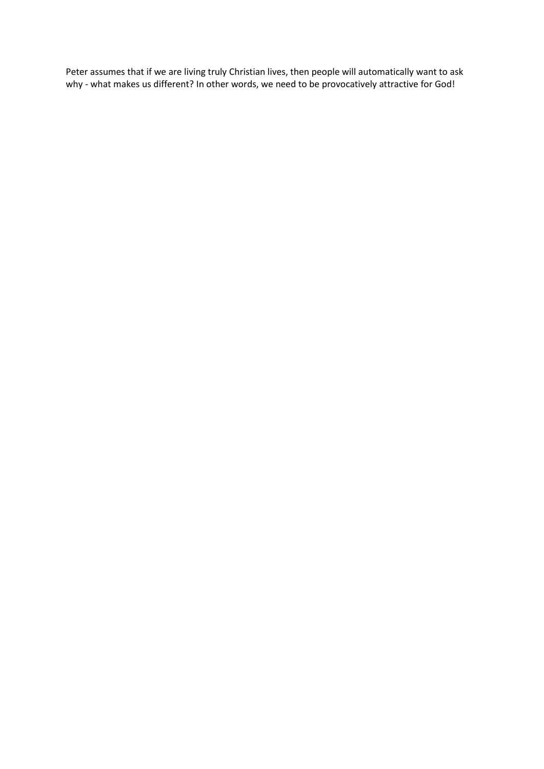Peter assumes that if we are living truly Christian lives, then people will automatically want to ask why - what makes us different? In other words, we need to be provocatively attractive for God!